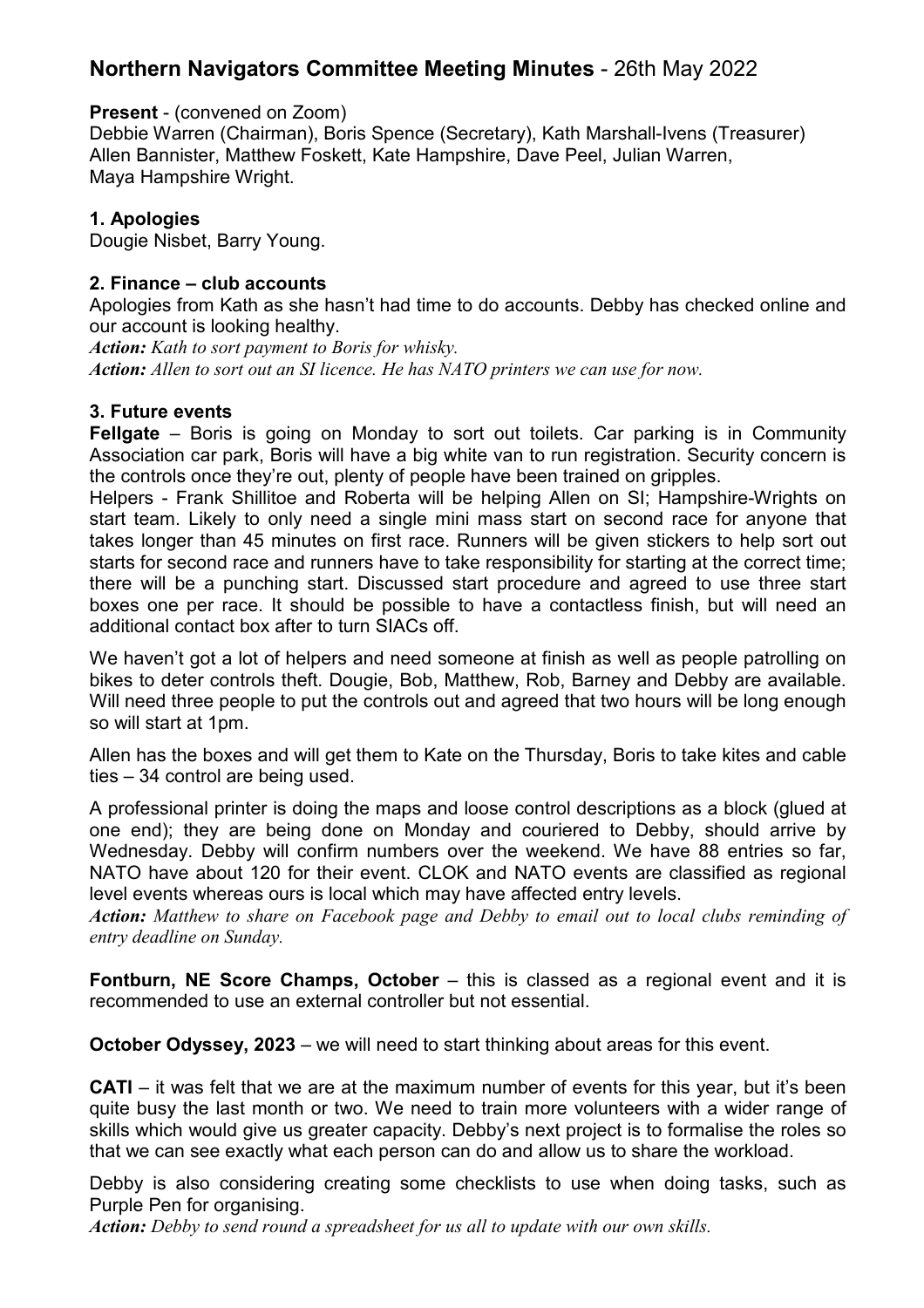# **Northern Navigators Committee Meeting Minutes** - 26th May 2022

**Present** - (convened on Zoom)
Debbie Warren (Chairman), Boris Spence (Secretary), Kath Marshall-Ivens (Treasurer)
Allen Bannister, Matthew Foskett, Kate Hampshire, Dave Peel, Julian Warren,
Maya Hampshire Wright.

### **1. Apologies**

Dougie Nisbet, Barry Young.

### **2. Finance – club accounts**

Apologies from Kath as she hasn't had time to do accounts. Debby has checked online and our account is looking healthy.

***Action:*** *Kath to sort payment to Boris for whisky.*
***Action:*** *Allen to sort out an SI licence. He has NATO printers we can use for now.*

### **3. Future events**

**Fellgate** – Boris is going on Monday to sort out toilets. Car parking is in Community Association car park, Boris will have a big white van to run registration. Security concern is the controls once they're out, plenty of people have been trained on gripples.

Helpers - Frank Shillitoe and Roberta will be helping Allen on SI; Hampshire-Wrights on start team. Likely to only need a single mini mass start on second race for anyone that takes longer than 45 minutes on first race. Runners will be given stickers to help sort out starts for second race and runners have to take responsibility for starting at the correct time; there will be a punching start. Discussed start procedure and agreed to use three start boxes one per race. It should be possible to have a contactless finish, but will need an additional contact box after to turn SIACs off.

We haven't got a lot of helpers and need someone at finish as well as people patrolling on bikes to deter controls theft. Dougie, Bob, Matthew, Rob, Barney and Debby are available. Will need three people to put the controls out and agreed that two hours will be long enough so will start at 1pm.

Allen has the boxes and will get them to Kate on the Thursday, Boris to take kites and cable ties – 34 control are being used.

A professional printer is doing the maps and loose control descriptions as a block (glued at one end); they are being done on Monday and couriered to Debby, should arrive by Wednesday. Debby will confirm numbers over the weekend. We have 88 entries so far, NATO have about 120 for their event. CLOK and NATO events are classified as regional level events whereas ours is local which may have affected entry levels.

***Action:*** *Matthew to share on Facebook page and Debby to email out to local clubs reminding of entry deadline on Sunday.*

**Fontburn, NE Score Champs, October** – this is classed as a regional event and it is recommended to use an external controller but not essential.

**October Odyssey, 2023** – we will need to start thinking about areas for this event.

**CATI** – it was felt that we are at the maximum number of events for this year, but it's been quite busy the last month or two. We need to train more volunteers with a wider range of skills which would give us greater capacity. Debby's next project is to formalise the roles so that we can see exactly what each person can do and allow us to share the workload.

Debby is also considering creating some checklists to use when doing tasks, such as Purple Pen for organising.

***Action:*** *Debby to send round a spreadsheet for us all to update with our own skills.*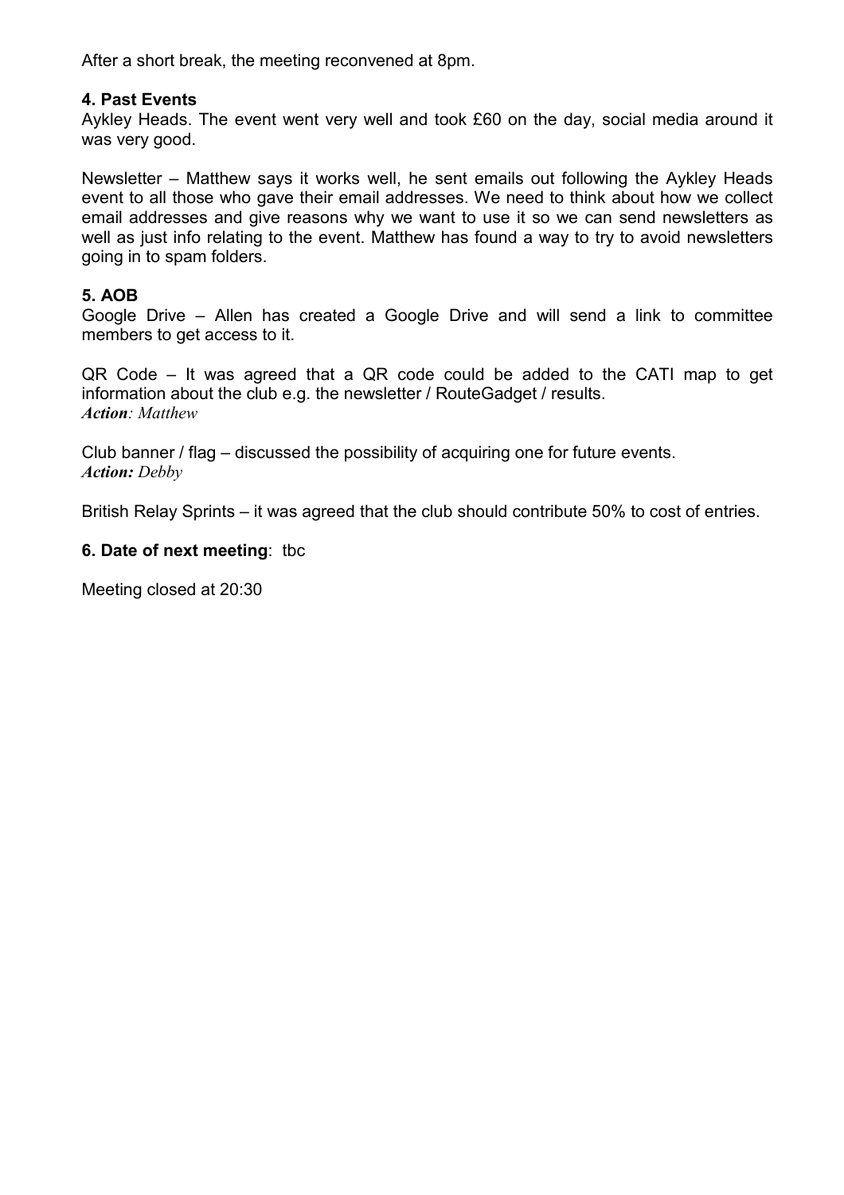After a short break, the meeting reconvened at 8pm.

**4. Past Events**

Aykley Heads. The event went very well and took £60 on the day, social media around it was very good.

Newsletter – Matthew says it works well, he sent emails out following the Aykley Heads event to all those who gave their email addresses. We need to think about how we collect email addresses and give reasons why we want to use it so we can send newsletters as well as just info relating to the event. Matthew has found a way to try to avoid newsletters going in to spam folders.

**5. AOB**

Google Drive – Allen has created a Google Drive and will send a link to committee members to get access to it.

QR Code – It was agreed that a QR code could be added to the CATI map to get information about the club e.g. the newsletter / RouteGadget / results.
***Action**: Matthew*

Club banner / flag – discussed the possibility of acquiring one for future events.
***Action:** Debby*

British Relay Sprints – it was agreed that the club should contribute 50% to cost of entries.

**6. Date of next meeting**: tbc

Meeting closed at 20:30